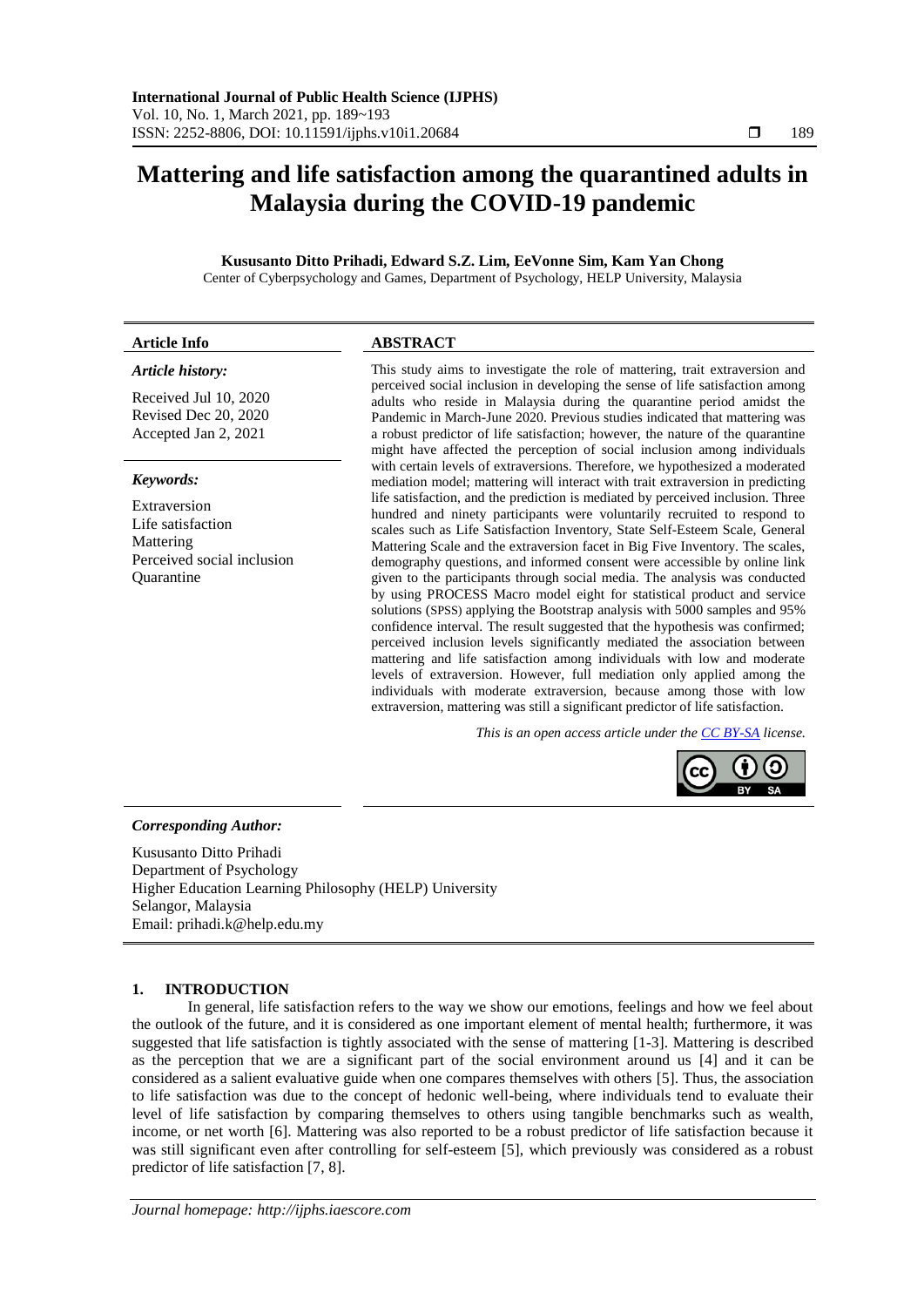# Mattering and life satisfaction among the quarantined adults in Malaysia during the COVID-19 pandemic

**Kususanto Ditto Prihadi, Edward S.Z. Lim, EeVonne Sim, Kam Yan Chong**

Center of Cyberpsychology and Games, Department of Psychology, HELP University, Malaysia

| **Article Info** | **ABSTRACT** |
|---|---|
| ***Article history:***<br><br>Received Jul 10, 2020<br>Revised Dec 20, 2020<br>Accepted Jan 2, 2021<br><br>***Keywords:***<br><br>Extraversion<br>Life satisfaction<br>Mattering<br>Perceived social inclusion<br>Quarantine | This study aims to investigate the role of mattering, trait extraversion and perceived social inclusion in developing the sense of life satisfaction among adults who reside in Malaysia during the quarantine period amidst the Pandemic in March-June 2020. Previous studies indicated that mattering was a robust predictor of life satisfaction; however, the nature of the quarantine might have affected the perception of social inclusion among individuals with certain levels of extraversions. Therefore, we hypothesized a moderated mediation model; mattering will interact with trait extraversion in predicting life satisfaction, and the prediction is mediated by perceived inclusion. Three hundred and ninety participants were voluntarily recruited to respond to scales such as Life Satisfaction Inventory, State Self-Esteem Scale, General Mattering Scale and the extraversion facet in Big Five Inventory. The scales, demography questions, and informed consent were accessible by online link given to the participants through social media. The analysis was conducted by using PROCESS Macro model eight for statistical product and service solutions (SPSS) applying the Bootstrap analysis with 5000 samples and 95% confidence interval. The result suggested that the hypothesis was confirmed; perceived inclusion levels significantly mediated the association between mattering and life satisfaction among individuals with low and moderate levels of extraversion. However, full mediation only applied among the individuals with moderate extraversion, because among those with low extraversion, mattering was still a significant predictor of life satisfaction.<br><br>*This is an open access article under the CC BY-SA license.* |

***Corresponding Author:***

Kususanto Ditto Prihadi
Department of Psychology
Higher Education Learning Philosophy (HELP) University
Selangor, Malaysia
Email: prihadi.k@help.edu.my

## 1. INTRODUCTION

In general, life satisfaction refers to the way we show our emotions, feelings and how we feel about the outlook of the future, and it is considered as one important element of mental health; furthermore, it was suggested that life satisfaction is tightly associated with the sense of mattering [1-3]. Mattering is described as the perception that we are a significant part of the social environment around us [4] and it can be considered as a salient evaluative guide when one compares themselves with others [5]. Thus, the association to life satisfaction was due to the concept of hedonic well-being, where individuals tend to evaluate their level of life satisfaction by comparing themselves to others using tangible benchmarks such as wealth, income, or net worth [6]. Mattering was also reported to be a robust predictor of life satisfaction because it was still significant even after controlling for self-esteem [5], which previously was considered as a robust predictor of life satisfaction [7, 8].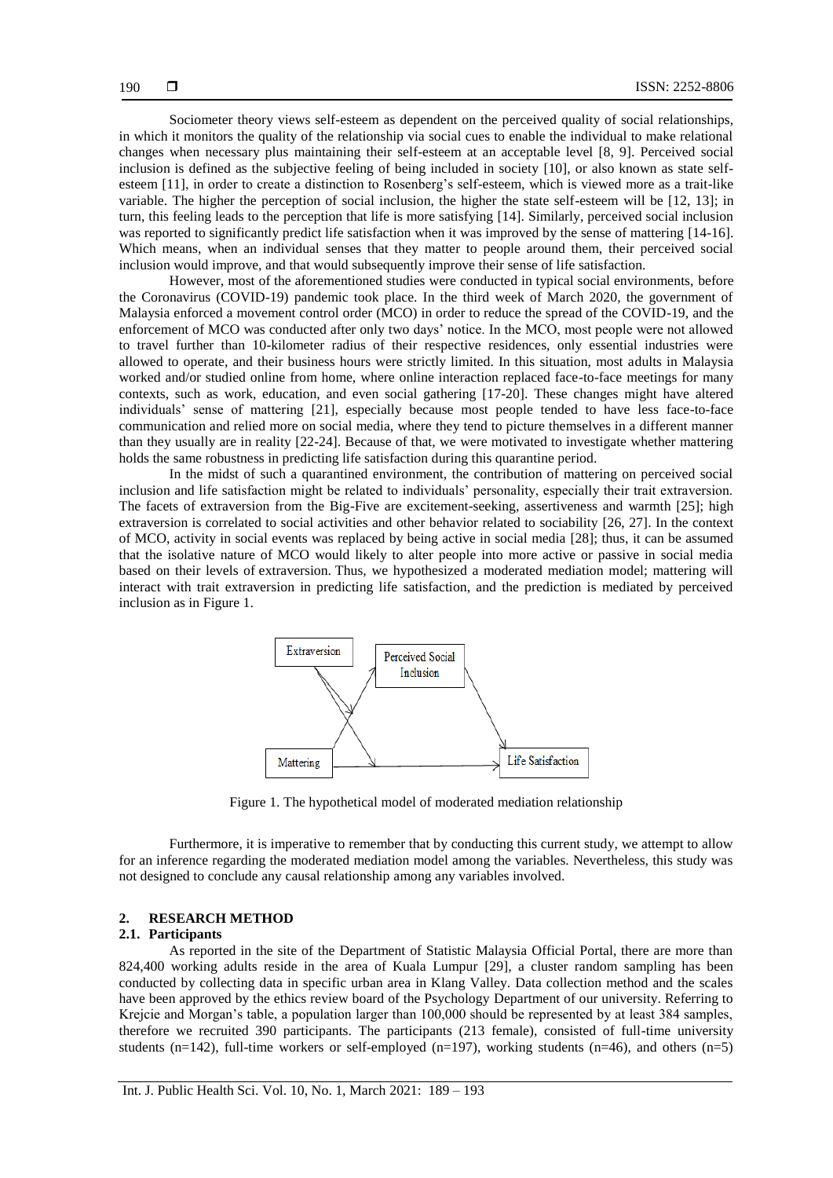Sociometer theory views self-esteem as dependent on the perceived quality of social relationships, in which it monitors the quality of the relationship via social cues to enable the individual to make relational changes when necessary plus maintaining their self-esteem at an acceptable level [8, 9]. Perceived social inclusion is defined as the subjective feeling of being included in society [10], or also known as state self-esteem [11], in order to create a distinction to Rosenberg's self-esteem, which is viewed more as a trait-like variable. The higher the perception of social inclusion, the higher the state self-esteem will be [12, 13]; in turn, this feeling leads to the perception that life is more satisfying [14]. Similarly, perceived social inclusion was reported to significantly predict life satisfaction when it was improved by the sense of mattering [14-16]. Which means, when an individual senses that they matter to people around them, their perceived social inclusion would improve, and that would subsequently improve their sense of life satisfaction.

However, most of the aforementioned studies were conducted in typical social environments, before the Coronavirus (COVID-19) pandemic took place. In the third week of March 2020, the government of Malaysia enforced a movement control order (MCO) in order to reduce the spread of the COVID-19, and the enforcement of MCO was conducted after only two days' notice. In the MCO, most people were not allowed to travel further than 10-kilometer radius of their respective residences, only essential industries were allowed to operate, and their business hours were strictly limited. In this situation, most adults in Malaysia worked and/or studied online from home, where online interaction replaced face-to-face meetings for many contexts, such as work, education, and even social gathering [17-20]. These changes might have altered individuals' sense of mattering [21], especially because most people tended to have less face-to-face communication and relied more on social media, where they tend to picture themselves in a different manner than they usually are in reality [22-24]. Because of that, we were motivated to investigate whether mattering holds the same robustness in predicting life satisfaction during this quarantine period.

In the midst of such a quarantined environment, the contribution of mattering on perceived social inclusion and life satisfaction might be related to individuals' personality, especially their trait extraversion. The facets of extraversion from the Big-Five are excitement-seeking, assertiveness and warmth [25]; high extraversion is correlated to social activities and other behavior related to sociability [26, 27]. In the context of MCO, activity in social events was replaced by being active in social media [28]; thus, it can be assumed that the isolative nature of MCO would likely to alter people into more active or passive in social media based on their levels of extraversion. Thus, we hypothesized a moderated mediation model; mattering will interact with trait extraversion in predicting life satisfaction, and the prediction is mediated by perceived inclusion as in Figure 1.

Figure 1. The hypothetical model of moderated mediation relationship

Furthermore, it is imperative to remember that by conducting this current study, we attempt to allow for an inference regarding the moderated mediation model among the variables. Nevertheless, this study was not designed to conclude any causal relationship among any variables involved.

## 2. RESEARCH METHOD

### 2.1. Participants

As reported in the site of the Department of Statistic Malaysia Official Portal, there are more than 824,400 working adults reside in the area of Kuala Lumpur [29], a cluster random sampling has been conducted by collecting data in specific urban area in Klang Valley. Data collection method and the scales have been approved by the ethics review board of the Psychology Department of our university. Referring to Krejcie and Morgan's table, a population larger than 100,000 should be represented by at least 384 samples, therefore we recruited 390 participants. The participants (213 female), consisted of full-time university students (n=142), full-time workers or self-employed (n=197), working students (n=46), and others (n=5)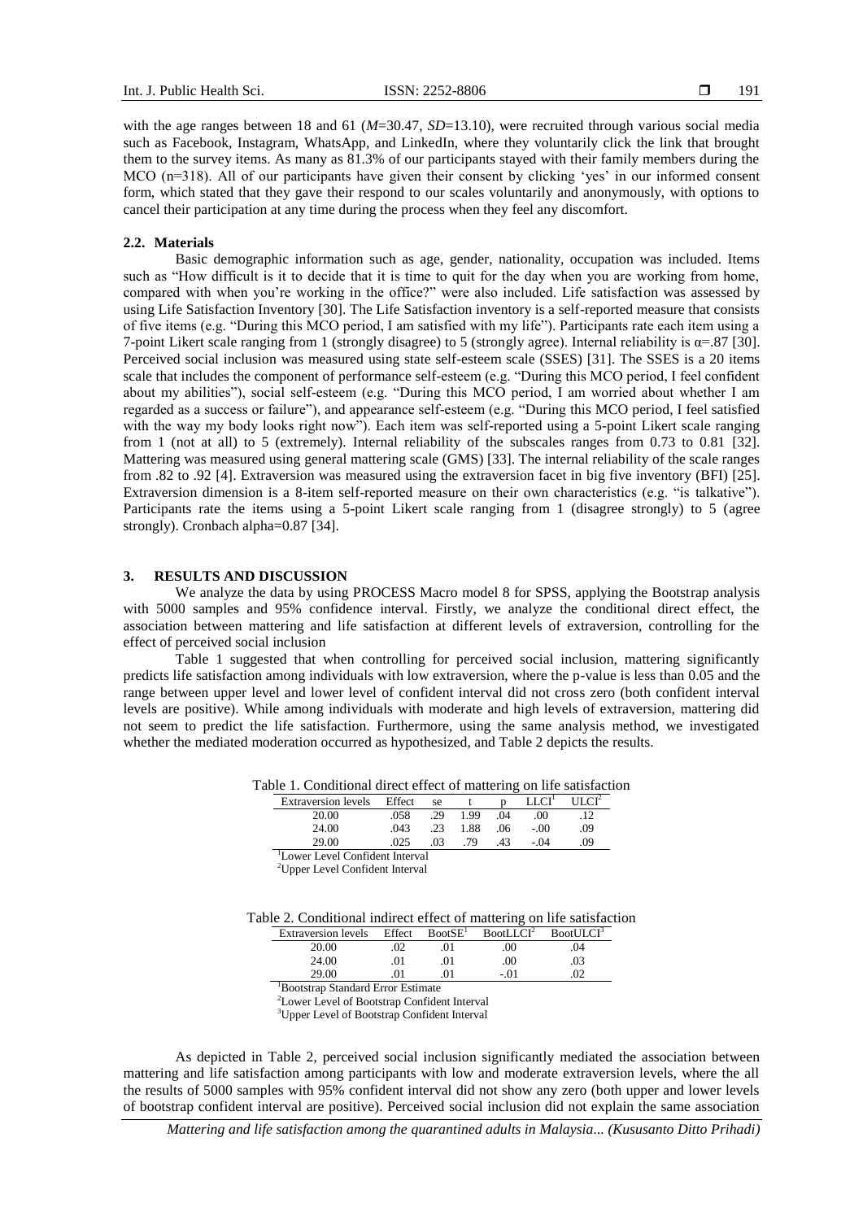with the age ranges between 18 and 61 (*M*=30.47, *SD*=13.10), were recruited through various social media such as Facebook, Instagram, WhatsApp, and LinkedIn, where they voluntarily click the link that brought them to the survey items. As many as 81.3% of our participants stayed with their family members during the MCO (n=318). All of our participants have given their consent by clicking 'yes' in our informed consent form, which stated that they gave their respond to our scales voluntarily and anonymously, with options to cancel their participation at any time during the process when they feel any discomfort.

### 2.2. Materials

Basic demographic information such as age, gender, nationality, occupation was included. Items such as "How difficult is it to decide that it is time to quit for the day when you are working from home, compared with when you're working in the office?" were also included. Life satisfaction was assessed by using Life Satisfaction Inventory [30]. The Life Satisfaction inventory is a self-reported measure that consists of five items (e.g. "During this MCO period, I am satisfied with my life"). Participants rate each item using a 7-point Likert scale ranging from 1 (strongly disagree) to 5 (strongly agree). Internal reliability is α=.87 [30]. Perceived social inclusion was measured using state self-esteem scale (SSES) [31]. The SSES is a 20 items scale that includes the component of performance self-esteem (e.g. "During this MCO period, I feel confident about my abilities"), social self-esteem (e.g. "During this MCO period, I am worried about whether I am regarded as a success or failure"), and appearance self-esteem (e.g. "During this MCO period, I feel satisfied with the way my body looks right now"). Each item was self-reported using a 5-point Likert scale ranging from 1 (not at all) to 5 (extremely). Internal reliability of the subscales ranges from 0.73 to 0.81 [32]. Mattering was measured using general mattering scale (GMS) [33]. The internal reliability of the scale ranges from .82 to .92 [4]. Extraversion was measured using the extraversion facet in big five inventory (BFI) [25]. Extraversion dimension is a 8-item self-reported measure on their own characteristics (e.g. "is talkative"). Participants rate the items using a 5-point Likert scale ranging from 1 (disagree strongly) to 5 (agree strongly). Cronbach alpha=0.87 [34].

## 3. RESULTS AND DISCUSSION

We analyze the data by using PROCESS Macro model 8 for SPSS, applying the Bootstrap analysis with 5000 samples and 95% confidence interval. Firstly, we analyze the conditional direct effect, the association between mattering and life satisfaction at different levels of extraversion, controlling for the effect of perceived social inclusion

Table 1 suggested that when controlling for perceived social inclusion, mattering significantly predicts life satisfaction among individuals with low extraversion, where the p-value is less than 0.05 and the range between upper level and lower level of confident interval did not cross zero (both confident interval levels are positive). While among individuals with moderate and high levels of extraversion, mattering did not seem to predict the life satisfaction. Furthermore, using the same analysis method, we investigated whether the mediated moderation occurred as hypothesized, and Table 2 depicts the results.

Table 1. Conditional direct effect of mattering on life satisfaction

| Extraversion levels | Effect | se | t | p | LLCI[1] | ULCI[2] |
|---|---|---|---|---|---|---|
| 20.00 | .058 | .29 | 1.99 | .04 | .00 | .12 |
| 24.00 | .043 | .23 | 1.88 | .06 | -.00 | .09 |
| 29.00 | .025 | .03 | .79 | .43 | -.04 | .09 |

[1]Lower Level Confident Interval
[2]Upper Level Confident Interval

Table 2. Conditional indirect effect of mattering on life satisfaction

| Extraversion levels | Effect | BootSE[1] | BootLLCI[2] | BootULCI[3] |
|---|---|---|---|---|
| 20.00 | .02 | .01 | .00 | .04 |
| 24.00 | .01 | .01 | .00 | .03 |
| 29.00 | .01 | .01 | -.01 | .02 |

[1]Bootstrap Standard Error Estimate
[2]Lower Level of Bootstrap Confident Interval
[3]Upper Level of Bootstrap Confident Interval

As depicted in Table 2, perceived social inclusion significantly mediated the association between mattering and life satisfaction among participants with low and moderate extraversion levels, where the all the results of 5000 samples with 95% confident interval did not show any zero (both upper and lower levels of bootstrap confident interval are positive). Perceived social inclusion did not explain the same association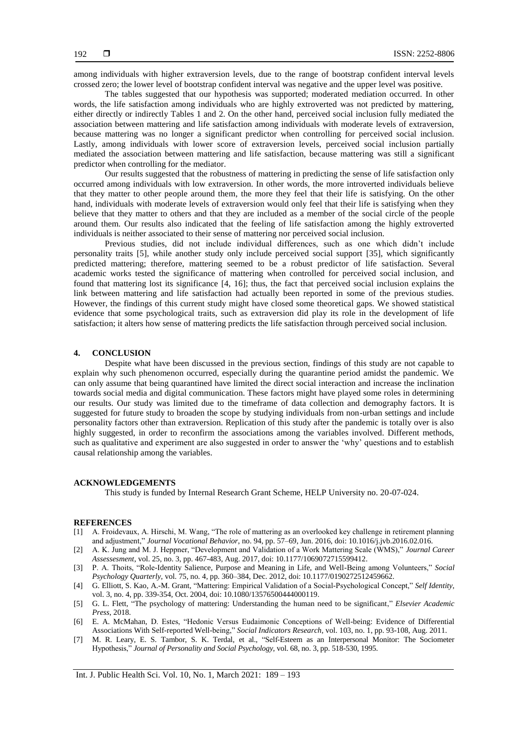among individuals with higher extraversion levels, due to the range of bootstrap confident interval levels crossed zero; the lower level of bootstrap confident interval was negative and the upper level was positive.

The tables suggested that our hypothesis was supported; moderated mediation occurred. In other words, the life satisfaction among individuals who are highly extroverted was not predicted by mattering, either directly or indirectly Tables 1 and 2. On the other hand, perceived social inclusion fully mediated the association between mattering and life satisfaction among individuals with moderate levels of extraversion, because mattering was no longer a significant predictor when controlling for perceived social inclusion. Lastly, among individuals with lower score of extraversion levels, perceived social inclusion partially mediated the association between mattering and life satisfaction, because mattering was still a significant predictor when controlling for the mediator.

Our results suggested that the robustness of mattering in predicting the sense of life satisfaction only occurred among individuals with low extraversion. In other words, the more introverted individuals believe that they matter to other people around them, the more they feel that their life is satisfying. On the other hand, individuals with moderate levels of extraversion would only feel that their life is satisfying when they believe that they matter to others and that they are included as a member of the social circle of the people around them. Our results also indicated that the feeling of life satisfaction among the highly extroverted individuals is neither associated to their sense of mattering nor perceived social inclusion.

Previous studies, did not include individual differences, such as one which didn't include personality traits [5], while another study only include perceived social support [35], which significantly predicted mattering; therefore, mattering seemed to be a robust predictor of life satisfaction. Several academic works tested the significance of mattering when controlled for perceived social inclusion, and found that mattering lost its significance [4, 16]; thus, the fact that perceived social inclusion explains the link between mattering and life satisfaction had actually been reported in some of the previous studies. However, the findings of this current study might have closed some theoretical gaps. We showed statistical evidence that some psychological traits, such as extraversion did play its role in the development of life satisfaction; it alters how sense of mattering predicts the life satisfaction through perceived social inclusion.

## 4. CONCLUSION

Despite what have been discussed in the previous section, findings of this study are not capable to explain why such phenomenon occurred, especially during the quarantine period amidst the pandemic. We can only assume that being quarantined have limited the direct social interaction and increase the inclination towards social media and digital communication. These factors might have played some roles in determining our results. Our study was limited due to the timeframe of data collection and demography factors. It is suggested for future study to broaden the scope by studying individuals from non-urban settings and include personality factors other than extraversion. Replication of this study after the pandemic is totally over is also highly suggested, in order to reconfirm the associations among the variables involved. Different methods, such as qualitative and experiment are also suggested in order to answer the 'why' questions and to establish causal relationship among the variables.

## ACKNOWLEDGEMENTS

This study is funded by Internal Research Grant Scheme, HELP University no. 20-07-024.

## REFERENCES

[1] A. Froidevaux, A. Hirschi, M. Wang, "The role of mattering as an overlooked key challenge in retirement planning and adjustment," *Journal Vocational Behavior*, no. 94, pp. 57–69, Jun. 2016, doi: 10.1016/j.jvb.2016.02.016.

[2] A. K. Jung and M. J. Heppner, "Development and Validation of a Work Mattering Scale (WMS)," *Journal Career Assessesment*, vol. 25, no. 3, pp. 467-483, Aug. 2017, doi: 10.1177/1069072715599412.

[3] P. A. Thoits, "Role-Identity Salience, Purpose and Meaning in Life, and Well-Being among Volunteers," *Social Psychology Quarterly*, vol. 75, no. 4, pp. 360–384, Dec. 2012, doi: 10.1177/0190272512459662.

[4] G. Elliott, S. Kao, A.-M. Grant, "Mattering: Empirical Validation of a Social-Psychological Concept," *Self Identity*, vol. 3, no. 4, pp. 339-354, Oct. 2004, doi: 10.1080/13576500444000119.

[5] G. L. Flett, "The psychology of mattering: Understanding the human need to be significant," *Elsevier Academic Press*, 2018.

[6] E. A. McMahan, D. Estes, "Hedonic Versus Eudaimonic Conceptions of Well-being: Evidence of Differential Associations With Self-reported Well-being," *Social Indicators Research*, vol. 103, no. 1, pp. 93-108, Aug. 2011.

[7] M. R. Leary, E. S. Tambor, S. K. Terdal, et al., "Self-Esteem as an Interpersonal Monitor: The Sociometer Hypothesis," *Journal of Personality and Social Psychology*, vol. 68, no. 3, pp. 518-530, 1995.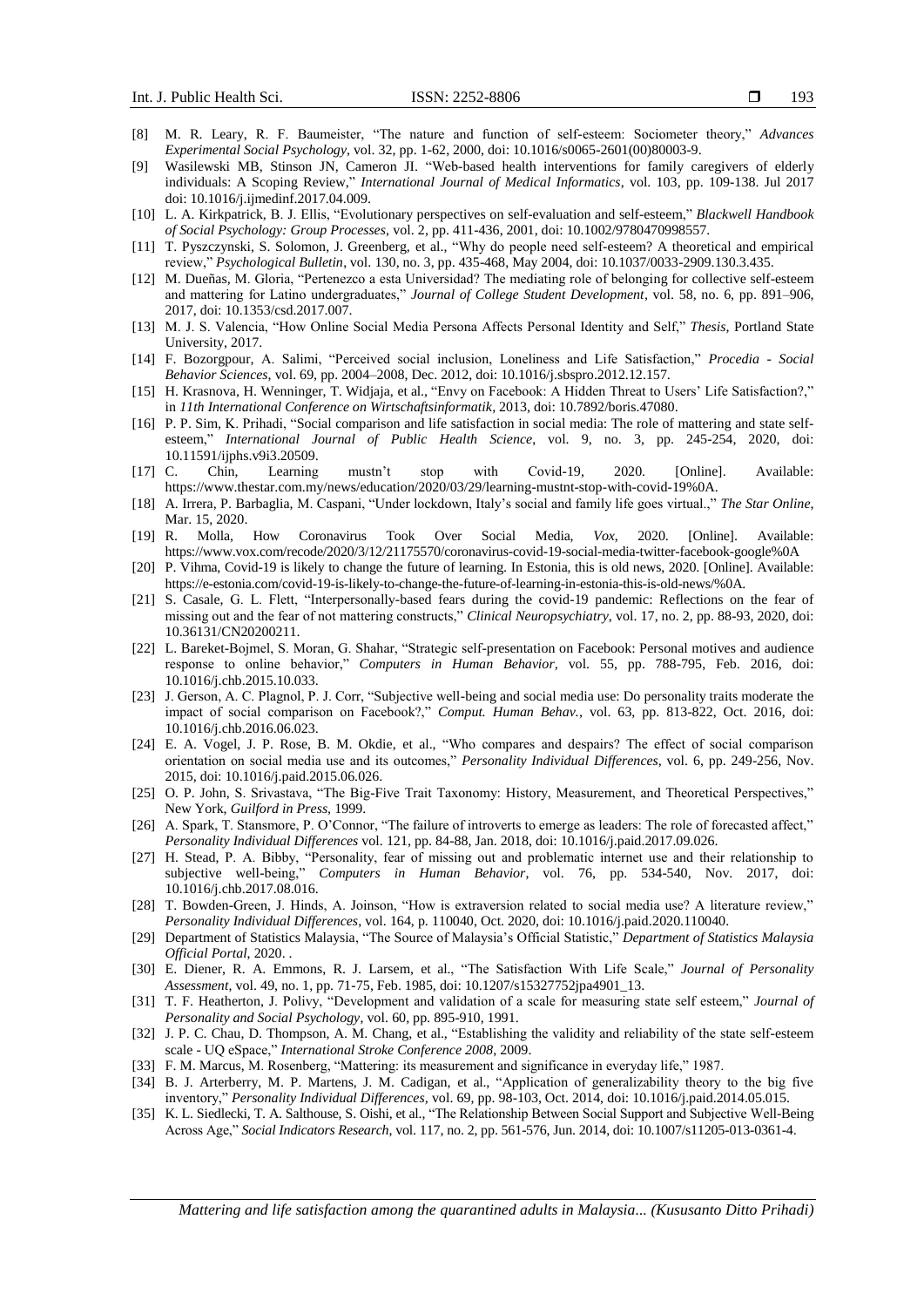[8] M. R. Leary, R. F. Baumeister, "The nature and function of self-esteem: Sociometer theory," *Advances Experimental Social Psychology*, vol. 32, pp. 1-62, 2000, doi: 10.1016/s0065-2601(00)80003-9.

[9] Wasilewski MB, Stinson JN, Cameron JI. "Web-based health interventions for family caregivers of elderly individuals: A Scoping Review," *International Journal of Medical Informatics*, vol. 103, pp. 109-138. Jul 2017 doi: 10.1016/j.ijmedinf.2017.04.009.

[10] L. A. Kirkpatrick, B. J. Ellis, "Evolutionary perspectives on self-evaluation and self-esteem," *Blackwell Handbook of Social Psychology: Group Processes*, vol. 2, pp. 411-436, 2001, doi: 10.1002/9780470998557.

[11] T. Pyszczynski, S. Solomon, J. Greenberg, et al., "Why do people need self-esteem? A theoretical and empirical review," *Psychological Bulletin*, vol. 130, no. 3, pp. 435-468, May 2004, doi: 10.1037/0033-2909.130.3.435.

[12] M. Dueñas, M. Gloria, "Pertenezco a esta Universidad? The mediating role of belonging for collective self-esteem and mattering for Latino undergraduates," *Journal of College Student Development*, vol. 58, no. 6, pp. 891–906, 2017, doi: 10.1353/csd.2017.007.

[13] M. J. S. Valencia, "How Online Social Media Persona Affects Personal Identity and Self," *Thesis*, Portland State University, 2017.

[14] F. Bozorgpour, A. Salimi, "Perceived social inclusion, Loneliness and Life Satisfaction," *Procedia - Social Behavior Sciences*, vol. 69, pp. 2004–2008, Dec. 2012, doi: 10.1016/j.sbspro.2012.12.157.

[15] H. Krasnova, H. Wenninger, T. Widjaja, et al., "Envy on Facebook: A Hidden Threat to Users' Life Satisfaction?," in *11th International Conference on Wirtschaftsinformatik*, 2013, doi: 10.7892/boris.47080.

[16] P. P. Sim, K. Prihadi, "Social comparison and life satisfaction in social media: The role of mattering and state self-esteem," *International Journal of Public Health Science*, vol. 9, no. 3, pp. 245-254, 2020, doi: 10.11591/ijphs.v9i3.20509.

[17] C. Chin, Learning mustn't stop with Covid-19, 2020. [Online]. Available: https://www.thestar.com.my/news/education/2020/03/29/learning-mustnt-stop-with-covid-19%0A.

[18] A. Irrera, P. Barbaglia, M. Caspani, "Under lockdown, Italy's social and family life goes virtual.," *The Star Online*, Mar. 15, 2020.

[19] R. Molla, How Coronavirus Took Over Social Media, *Vox*, 2020. [Online]. Available: https://www.vox.com/recode/2020/3/12/21175570/coronavirus-covid-19-social-media-twitter-facebook-google%0A

[20] P. Vihma, Covid-19 is likely to change the future of learning. In Estonia, this is old news, 2020. [Online]. Available: https://e-estonia.com/covid-19-is-likely-to-change-the-future-of-learning-in-estonia-this-is-old-news/%0A.

[21] S. Casale, G. L. Flett, "Interpersonally-based fears during the covid-19 pandemic: Reflections on the fear of missing out and the fear of not mattering constructs," *Clinical Neuropsychiatry*, vol. 17, no. 2, pp. 88-93, 2020, doi: 10.36131/CN20200211.

[22] L. Bareket-Bojmel, S. Moran, G. Shahar, "Strategic self-presentation on Facebook: Personal motives and audience response to online behavior," *Computers in Human Behavior*, vol. 55, pp. 788-795, Feb. 2016, doi: 10.1016/j.chb.2015.10.033.

[23] J. Gerson, A. C. Plagnol, P. J. Corr, "Subjective well-being and social media use: Do personality traits moderate the impact of social comparison on Facebook?," *Comput. Human Behav.*, vol. 63, pp. 813-822, Oct. 2016, doi: 10.1016/j.chb.2016.06.023.

[24] E. A. Vogel, J. P. Rose, B. M. Okdie, et al., "Who compares and despairs? The effect of social comparison orientation on social media use and its outcomes," *Personality Individual Differences*, vol. 6, pp. 249-256, Nov. 2015, doi: 10.1016/j.paid.2015.06.026.

[25] O. P. John, S. Srivastava, "The Big-Five Trait Taxonomy: History, Measurement, and Theoretical Perspectives," New York, *Guilford in Press*, 1999.

[26] A. Spark, T. Stansmore, P. O'Connor, "The failure of introverts to emerge as leaders: The role of forecasted affect," *Personality Individual Differences* vol. 121, pp. 84-88, Jan. 2018, doi: 10.1016/j.paid.2017.09.026.

[27] H. Stead, P. A. Bibby, "Personality, fear of missing out and problematic internet use and their relationship to subjective well-being," *Computers in Human Behavior*, vol. 76, pp. 534-540, Nov. 2017, doi: 10.1016/j.chb.2017.08.016.

[28] T. Bowden-Green, J. Hinds, A. Joinson, "How is extraversion related to social media use? A literature review," *Personality Individual Differences*, vol. 164, p. 110040, Oct. 2020, doi: 10.1016/j.paid.2020.110040.

[29] Department of Statistics Malaysia, "The Source of Malaysia's Official Statistic," *Department of Statistics Malaysia Official Portal*, 2020. .

[30] E. Diener, R. A. Emmons, R. J. Larsem, et al., "The Satisfaction With Life Scale," *Journal of Personality Assessment*, vol. 49, no. 1, pp. 71-75, Feb. 1985, doi: 10.1207/s15327752jpa4901_13.

[31] T. F. Heatherton, J. Polivy, "Development and validation of a scale for measuring state self esteem," *Journal of Personality and Social Psychology*, vol. 60, pp. 895-910, 1991.

[32] J. P. C. Chau, D. Thompson, A. M. Chang, et al., "Establishing the validity and reliability of the state self-esteem scale - UQ eSpace," *International Stroke Conference 2008*, 2009.

[33] F. M. Marcus, M. Rosenberg, "Mattering: its measurement and significance in everyday life," 1987.

[34] B. J. Arterberry, M. P. Martens, J. M. Cadigan, et al., "Application of generalizability theory to the big five inventory," *Personality Individual Differences*, vol. 69, pp. 98-103, Oct. 2014, doi: 10.1016/j.paid.2014.05.015.

[35] K. L. Siedlecki, T. A. Salthouse, S. Oishi, et al., "The Relationship Between Social Support and Subjective Well-Being Across Age," *Social Indicators Research*, vol. 117, no. 2, pp. 561-576, Jun. 2014, doi: 10.1007/s11205-013-0361-4.